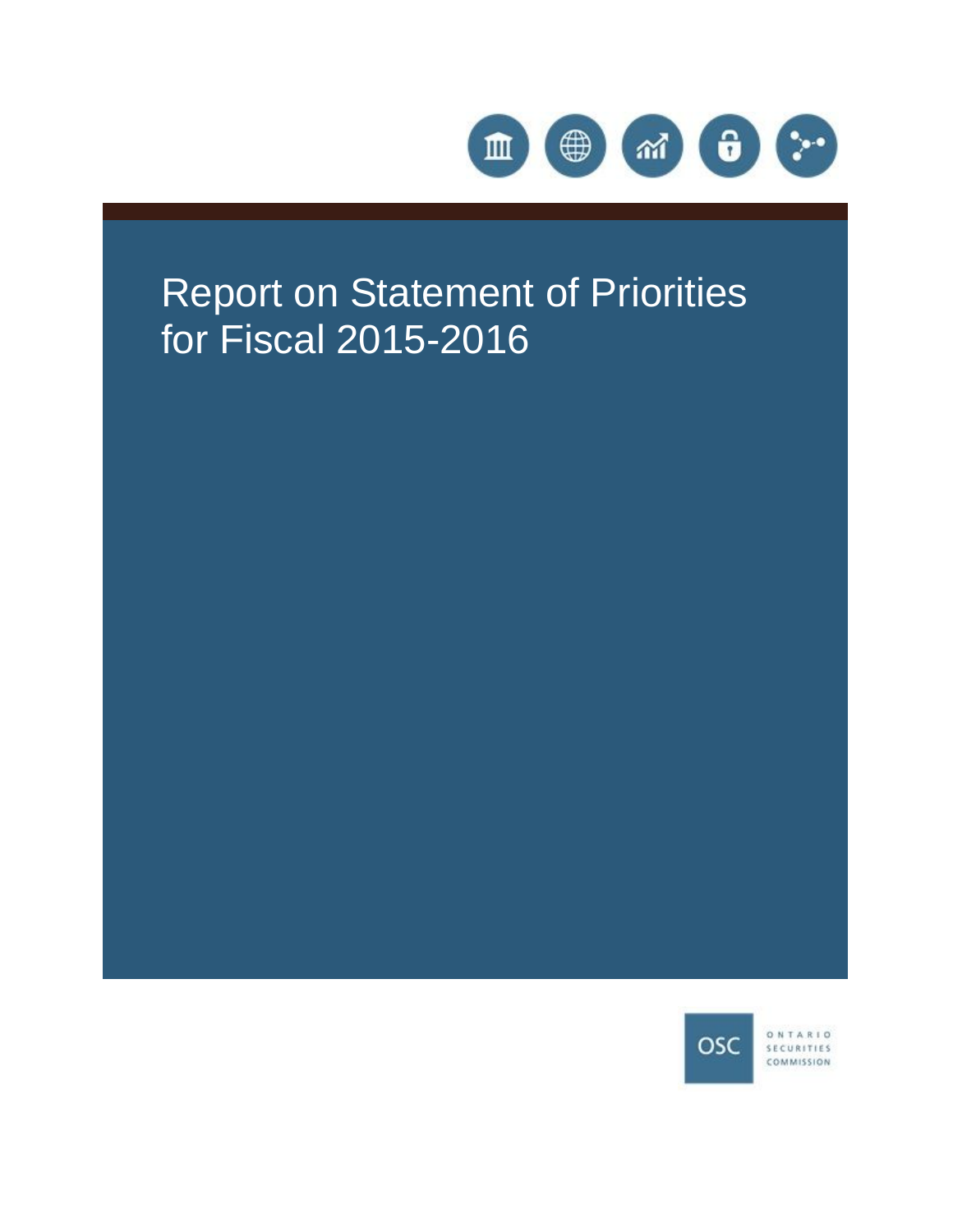# Report on Statement of Priorities for Fiscal 2015-2016

OSC ONTARIO SECURITIES COMMISSION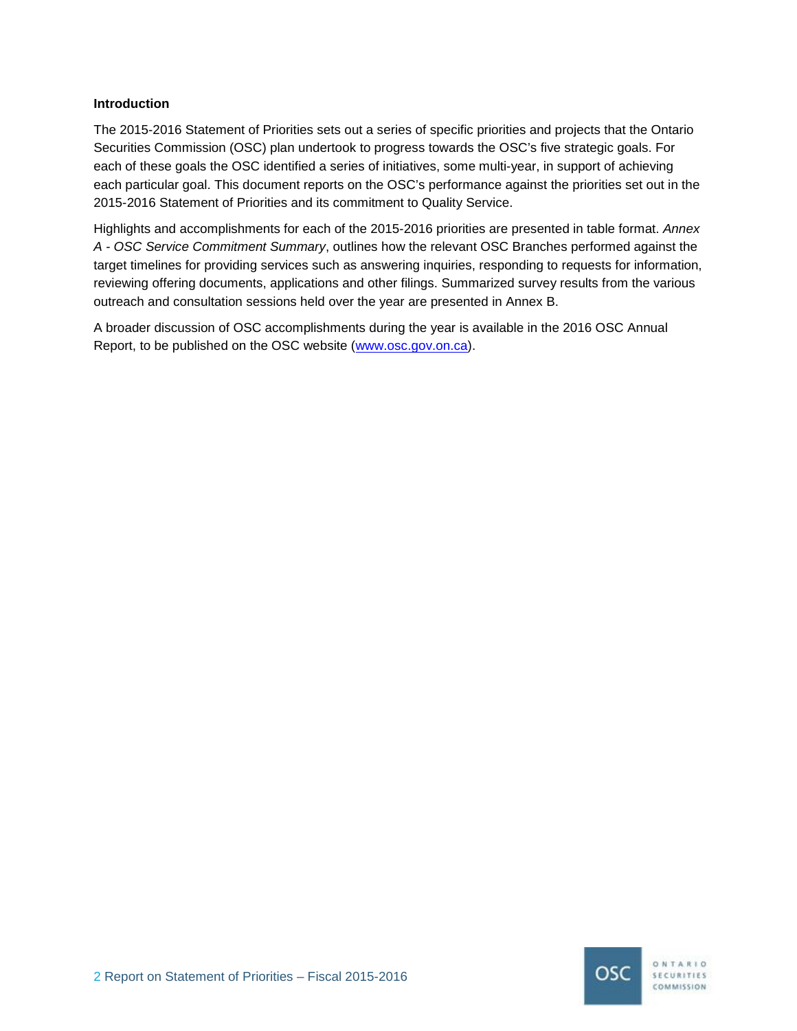## Introduction

The 2015-2016 Statement of Priorities sets out a series of specific priorities and projects that the Ontario Securities Commission (OSC) plan undertook to progress towards the OSC's five strategic goals. For each of these goals the OSC identified a series of initiatives, some multi-year, in support of achieving each particular goal. This document reports on the OSC's performance against the priorities set out in the 2015-2016 Statement of Priorities and its commitment to Quality Service.

Highlights and accomplishments for each of the 2015-2016 priorities are presented in table format. *Annex A - OSC Service Commitment Summary*, outlines how the relevant OSC Branches performed against the target timelines for providing services such as answering inquiries, responding to requests for information, reviewing offering documents, applications and other filings. Summarized survey results from the various outreach and consultation sessions held over the year are presented in Annex B.

A broader discussion of OSC accomplishments during the year is available in the 2016 OSC Annual Report, to be published on the OSC website (www.osc.gov.on.ca).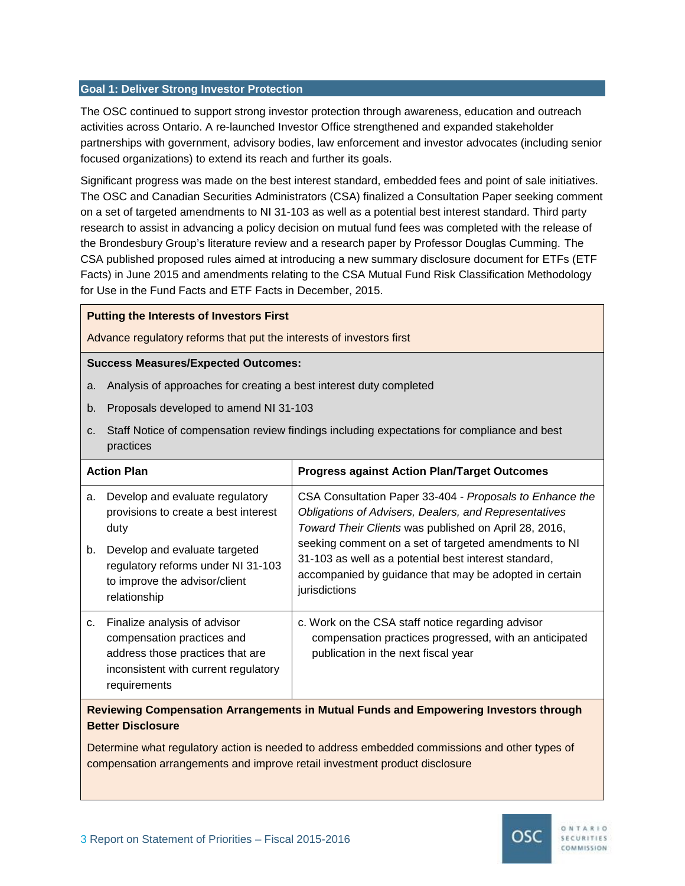## Goal 1: Deliver Strong Investor Protection

The OSC continued to support strong investor protection through awareness, education and outreach activities across Ontario. A re-launched Investor Office strengthened and expanded stakeholder partnerships with government, advisory bodies, law enforcement and investor advocates (including senior focused organizations) to extend its reach and further its goals.

Significant progress was made on the best interest standard, embedded fees and point of sale initiatives. The OSC and Canadian Securities Administrators (CSA) finalized a Consultation Paper seeking comment on a set of targeted amendments to NI 31-103 as well as a potential best interest standard. Third party research to assist in advancing a policy decision on mutual fund fees was completed with the release of the Brondesbury Group's literature review and a research paper by Professor Douglas Cumming. The CSA published proposed rules aimed at introducing a new summary disclosure document for ETFs (ETF Facts) in June 2015 and amendments relating to the CSA Mutual Fund Risk Classification Methodology for Use in the Fund Facts and ETF Facts in December, 2015.

**Putting the Interests of Investors First**

Advance regulatory reforms that put the interests of investors first

**Success Measures/Expected Outcomes:**

a. Analysis of approaches for creating a best interest duty completed

b. Proposals developed to amend NI 31-103

c. Staff Notice of compensation review findings including expectations for compliance and best practices

| Action Plan | Progress against Action Plan/Target Outcomes |
|---|---|
| a. Develop and evaluate regulatory provisions to create a best interest duty<br><br>b. Develop and evaluate targeted regulatory reforms under NI 31-103 to improve the advisor/client relationship | CSA Consultation Paper 33-404 - *Proposals to Enhance the Obligations of Advisers, Dealers, and Representatives Toward Their Clients* was published on April 28, 2016, seeking comment on a set of targeted amendments to NI 31-103 as well as a potential best interest standard, accompanied by guidance that may be adopted in certain jurisdictions |
| c. Finalize analysis of advisor compensation practices and address those practices that are inconsistent with current regulatory requirements | c. Work on the CSA staff notice regarding advisor compensation practices progressed, with an anticipated publication in the next fiscal year |

**Reviewing Compensation Arrangements in Mutual Funds and Empowering Investors through Better Disclosure**

Determine what regulatory action is needed to address embedded commissions and other types of compensation arrangements and improve retail investment product disclosure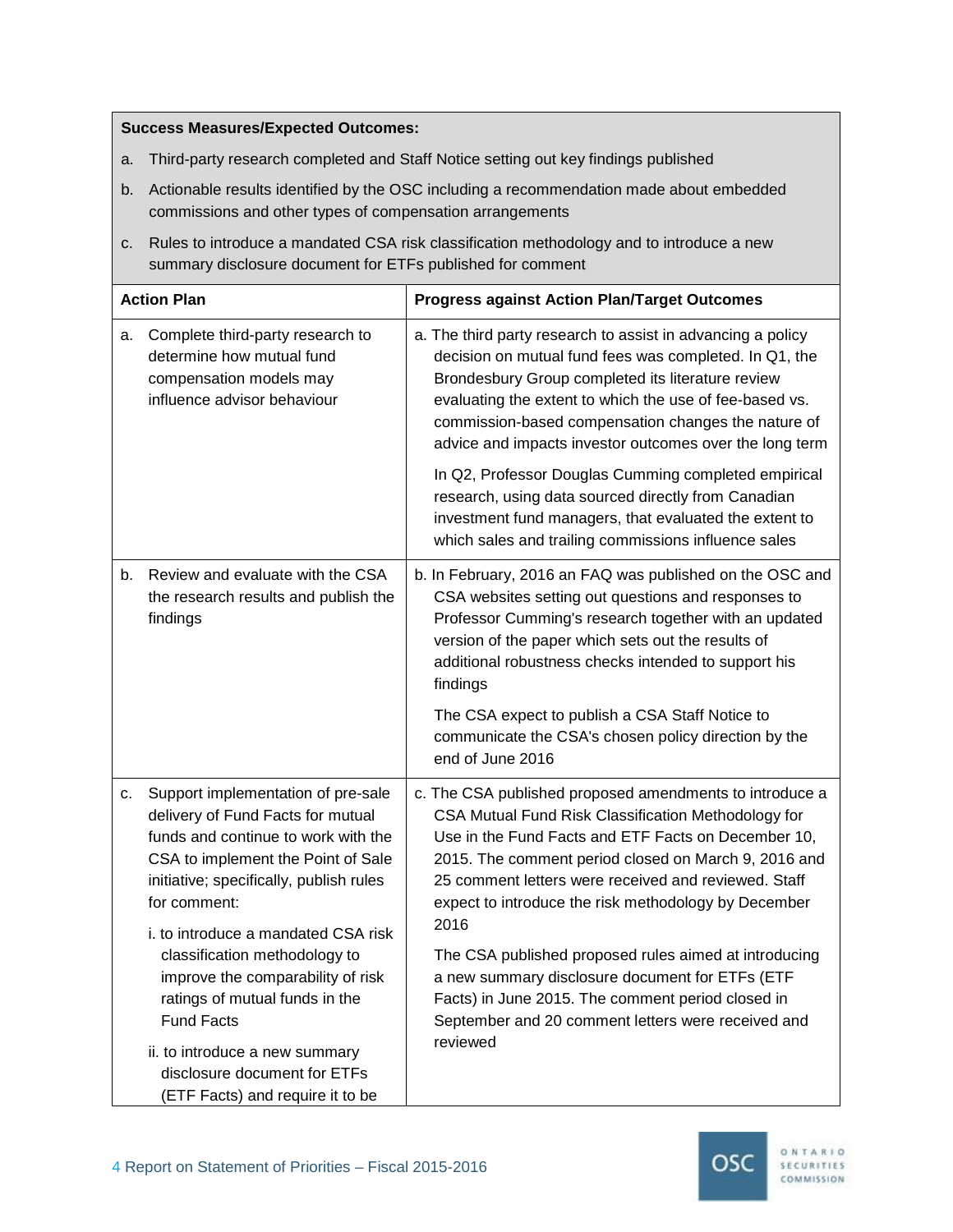**Success Measures/Expected Outcomes:**

a. Third-party research completed and Staff Notice setting out key findings published

b. Actionable results identified by the OSC including a recommendation made about embedded commissions and other types of compensation arrangements

c. Rules to introduce a mandated CSA risk classification methodology and to introduce a new summary disclosure document for ETFs published for comment

| Action Plan | Progress against Action Plan/Target Outcomes |
|---|---|
| a. Complete third-party research to determine how mutual fund compensation models may influence advisor behaviour | a. The third party research to assist in advancing a policy decision on mutual fund fees was completed. In Q1, the Brondesbury Group completed its literature review evaluating the extent to which the use of fee-based vs. commission-based compensation changes the nature of advice and impacts investor outcomes over the long term<br><br>In Q2, Professor Douglas Cumming completed empirical research, using data sourced directly from Canadian investment fund managers, that evaluated the extent to which sales and trailing commissions influence sales |
| b. Review and evaluate with the CSA the research results and publish the findings | b. In February, 2016 an FAQ was published on the OSC and CSA websites setting out questions and responses to Professor Cumming's research together with an updated version of the paper which sets out the results of additional robustness checks intended to support his findings<br><br>The CSA expect to publish a CSA Staff Notice to communicate the CSA's chosen policy direction by the end of June 2016 |
| c. Support implementation of pre-sale delivery of Fund Facts for mutual funds and continue to work with the CSA to implement the Point of Sale initiative; specifically, publish rules for comment:<br><br>i. to introduce a mandated CSA risk classification methodology to improve the comparability of risk ratings of mutual funds in the Fund Facts<br><br>ii. to introduce a new summary disclosure document for ETFs (ETF Facts) and require it to be | c. The CSA published proposed amendments to introduce a CSA Mutual Fund Risk Classification Methodology for Use in the Fund Facts and ETF Facts on December 10, 2015. The comment period closed on March 9, 2016 and 25 comment letters were received and reviewed. Staff expect to introduce the risk methodology by December 2016<br><br>The CSA published proposed rules aimed at introducing a new summary disclosure document for ETFs (ETF Facts) in June 2015. The comment period closed in September and 20 comment letters were received and reviewed |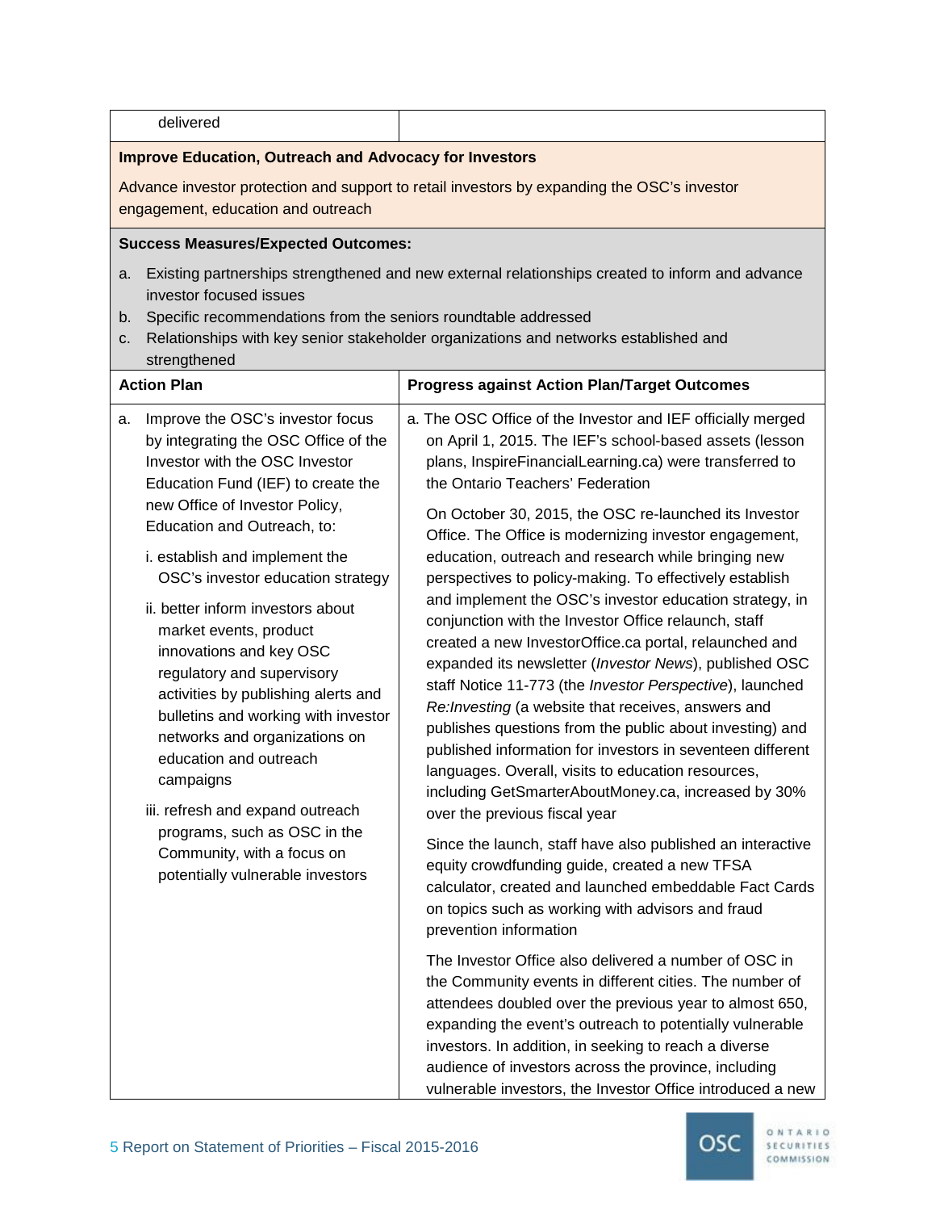| delivered | |
|---|---|

**Improve Education, Outreach and Advocacy for Investors**

Advance investor protection and support to retail investors by expanding the OSC's investor engagement, education and outreach

**Success Measures/Expected Outcomes:**

a. Existing partnerships strengthened and new external relationships created to inform and advance investor focused issues
b. Specific recommendations from the seniors roundtable addressed
c. Relationships with key senior stakeholder organizations and networks established and strengthened

| **Action Plan** | **Progress against Action Plan/Target Outcomes** |
|---|---|
| a. Improve the OSC's investor focus by integrating the OSC Office of the Investor with the OSC Investor Education Fund (IEF) to create the new Office of Investor Policy, Education and Outreach, to:<br><br>i. establish and implement the OSC's investor education strategy<br><br>ii. better inform investors about market events, product innovations and key OSC regulatory and supervisory activities by publishing alerts and bulletins and working with investor networks and organizations on education and outreach campaigns<br><br>iii. refresh and expand outreach programs, such as OSC in the Community, with a focus on potentially vulnerable investors | a. The OSC Office of the Investor and IEF officially merged on April 1, 2015. The IEF's school-based assets (lesson plans, InspireFinancialLearning.ca) were transferred to the Ontario Teachers' Federation<br><br>On October 30, 2015, the OSC re-launched its Investor Office. The Office is modernizing investor engagement, education, outreach and research while bringing new perspectives to policy-making. To effectively establish and implement the OSC's investor education strategy, in conjunction with the Investor Office relaunch, staff created a new InvestorOffice.ca portal, relaunched and expanded its newsletter (*Investor News*), published OSC staff Notice 11-773 (the *Investor Perspective*), launched *Re:Investing* (a website that receives, answers and publishes questions from the public about investing) and published information for investors in seventeen different languages. Overall, visits to education resources, including GetSmarterAboutMoney.ca, increased by 30% over the previous fiscal year<br><br>Since the launch, staff have also published an interactive equity crowdfunding guide, created a new TFSA calculator, created and launched embeddable Fact Cards on topics such as working with advisors and fraud prevention information<br><br>The Investor Office also delivered a number of OSC in the Community events in different cities. The number of attendees doubled over the previous year to almost 650, expanding the event's outreach to potentially vulnerable investors. In addition, in seeking to reach a diverse audience of investors across the province, including vulnerable investors, the Investor Office introduced a new |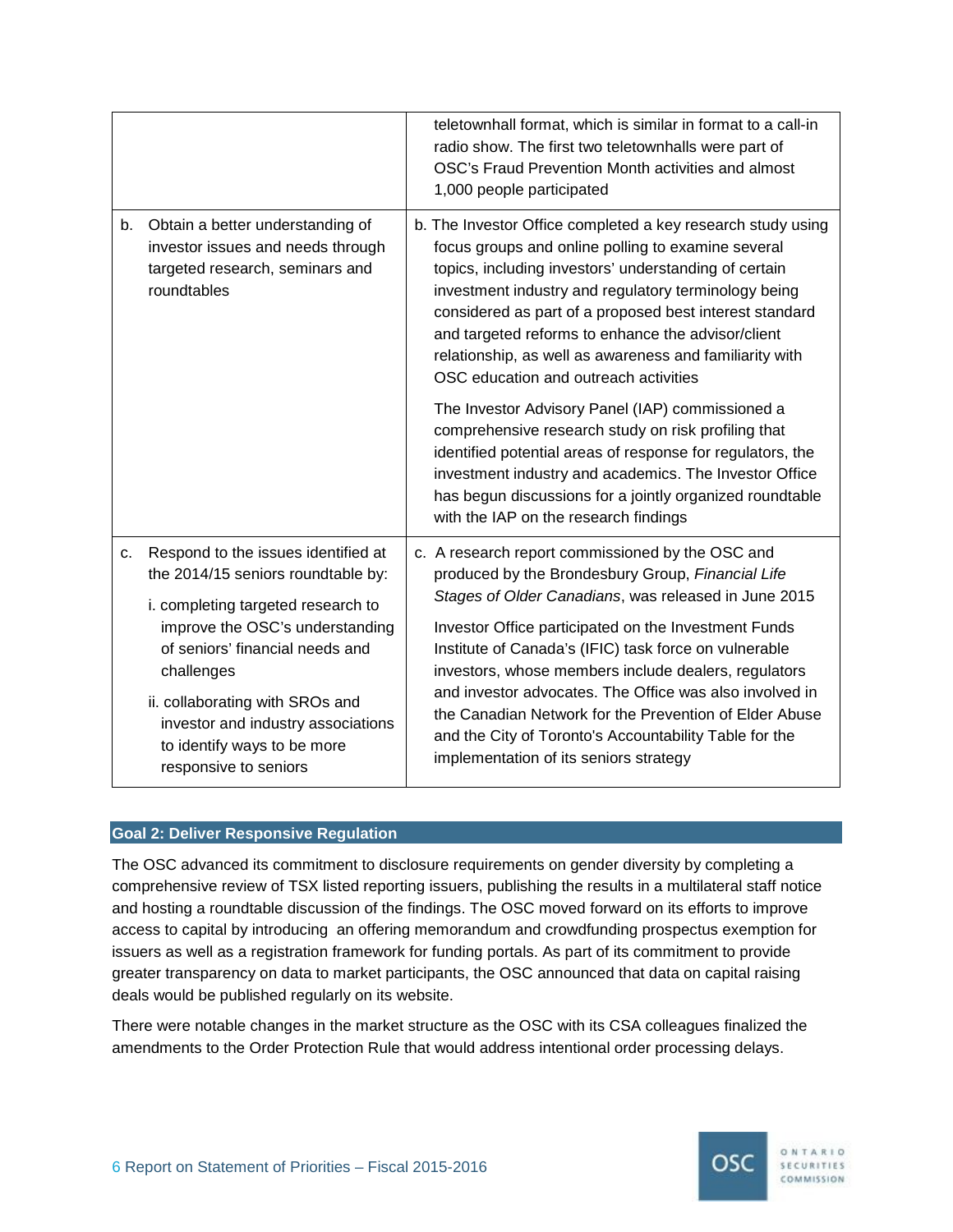| | |
|---|---|
| | teletownhall format, which is similar in format to a call-in radio show. The first two teletownhalls were part of OSC's Fraud Prevention Month activities and almost 1,000 people participated |
| b. Obtain a better understanding of investor issues and needs through targeted research, seminars and roundtables | b. The Investor Office completed a key research study using focus groups and online polling to examine several topics, including investors' understanding of certain investment industry and regulatory terminology being considered as part of a proposed best interest standard and targeted reforms to enhance the advisor/client relationship, as well as awareness and familiarity with OSC education and outreach activities<br><br>The Investor Advisory Panel (IAP) commissioned a comprehensive research study on risk profiling that identified potential areas of response for regulators, the investment industry and academics. The Investor Office has begun discussions for a jointly organized roundtable with the IAP on the research findings |
| c. Respond to the issues identified at the 2014/15 seniors roundtable by:<br><br>i. completing targeted research to improve the OSC's understanding of seniors' financial needs and challenges<br><br>ii. collaborating with SROs and investor and industry associations to identify ways to be more responsive to seniors | c. A research report commissioned by the OSC and produced by the Brondesbury Group, *Financial Life Stages of Older Canadians*, was released in June 2015<br><br>Investor Office participated on the Investment Funds Institute of Canada's (IFIC) task force on vulnerable investors, whose members include dealers, regulators and investor advocates. The Office was also involved in the Canadian Network for the Prevention of Elder Abuse and the City of Toronto's Accountability Table for the implementation of its seniors strategy |

## Goal 2: Deliver Responsive Regulation

The OSC advanced its commitment to disclosure requirements on gender diversity by completing a comprehensive review of TSX listed reporting issuers, publishing the results in a multilateral staff notice and hosting a roundtable discussion of the findings. The OSC moved forward on its efforts to improve access to capital by introducing an offering memorandum and crowdfunding prospectus exemption for issuers as well as a registration framework for funding portals. As part of its commitment to provide greater transparency on data to market participants, the OSC announced that data on capital raising deals would be published regularly on its website.

There were notable changes in the market structure as the OSC with its CSA colleagues finalized the amendments to the Order Protection Rule that would address intentional order processing delays.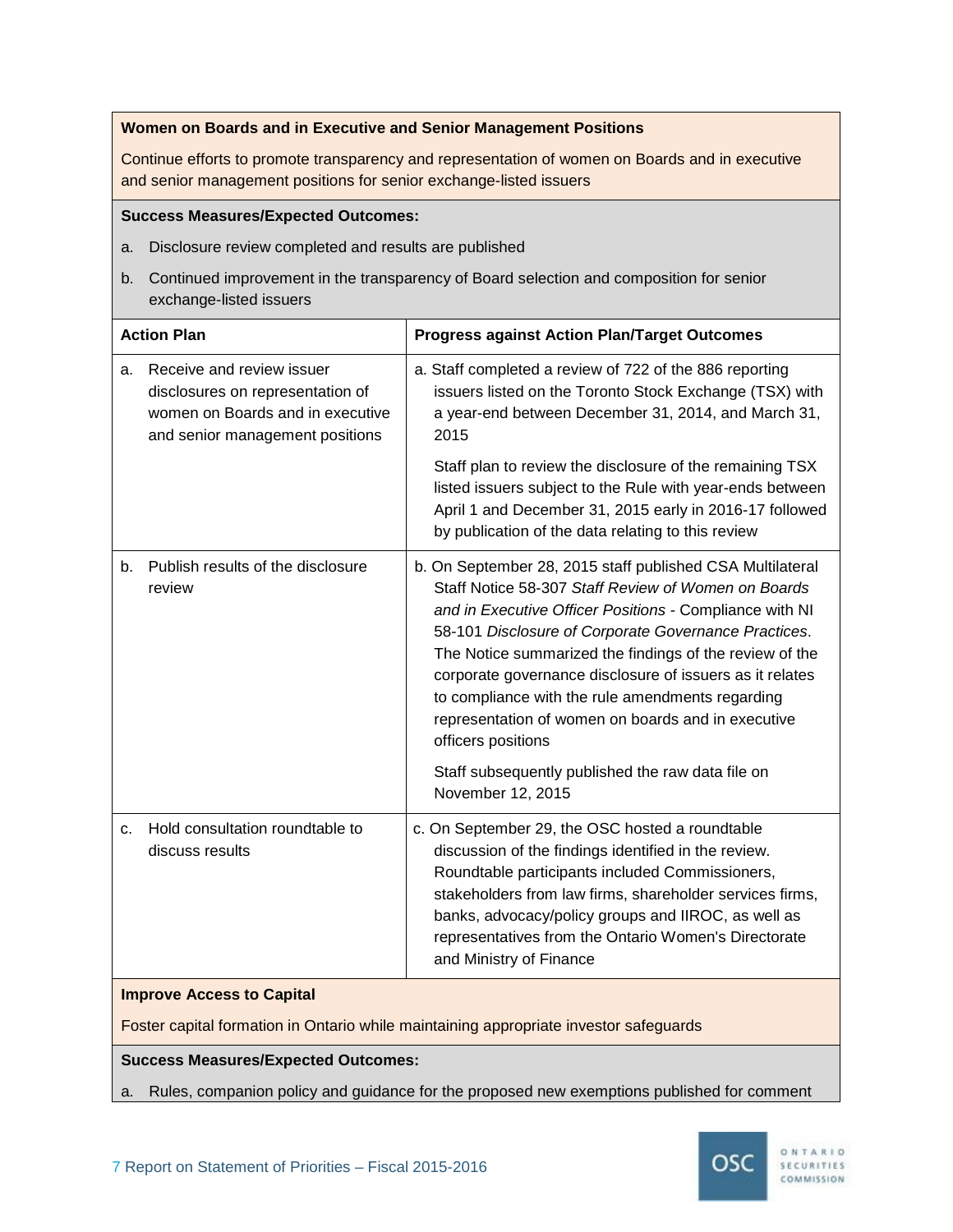**Women on Boards and in Executive and Senior Management Positions**

Continue efforts to promote transparency and representation of women on Boards and in executive and senior management positions for senior exchange-listed issuers

**Success Measures/Expected Outcomes:**

a. Disclosure review completed and results are published

b. Continued improvement in the transparency of Board selection and composition for senior exchange-listed issuers

| Action Plan | Progress against Action Plan/Target Outcomes |
|---|---|
| a. Receive and review issuer disclosures on representation of women on Boards and in executive and senior management positions | a. Staff completed a review of 722 of the 886 reporting issuers listed on the Toronto Stock Exchange (TSX) with a year-end between December 31, 2014, and March 31, 2015<br><br>Staff plan to review the disclosure of the remaining TSX listed issuers subject to the Rule with year-ends between April 1 and December 31, 2015 early in 2016-17 followed by publication of the data relating to this review |
| b. Publish results of the disclosure review | b. On September 28, 2015 staff published CSA Multilateral Staff Notice 58-307 *Staff Review of Women on Boards and in Executive Officer Positions* - Compliance with NI 58-101 *Disclosure of Corporate Governance Practices*. The Notice summarized the findings of the review of the corporate governance disclosure of issuers as it relates to compliance with the rule amendments regarding representation of women on boards and in executive officers positions<br><br>Staff subsequently published the raw data file on November 12, 2015 |
| c. Hold consultation roundtable to discuss results | c. On September 29, the OSC hosted a roundtable discussion of the findings identified in the review. Roundtable participants included Commissioners, stakeholders from law firms, shareholder services firms, banks, advocacy/policy groups and IIROC, as well as representatives from the Ontario Women's Directorate and Ministry of Finance |

**Improve Access to Capital**

Foster capital formation in Ontario while maintaining appropriate investor safeguards

**Success Measures/Expected Outcomes:**

a. Rules, companion policy and guidance for the proposed new exemptions published for comment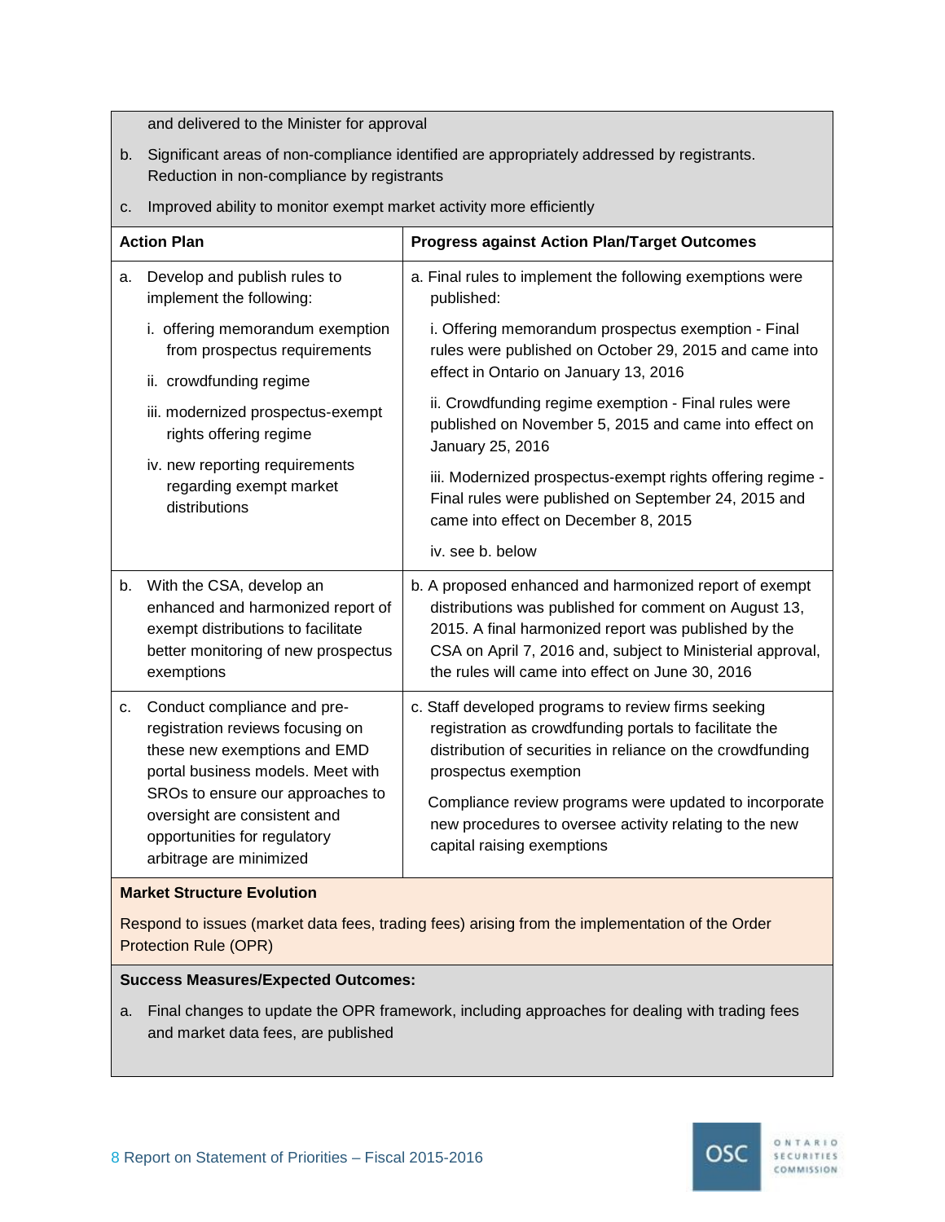and delivered to the Minister for approval

b. Significant areas of non-compliance identified are appropriately addressed by registrants. Reduction in non-compliance by registrants

c. Improved ability to monitor exempt market activity more efficiently

| Action Plan | Progress against Action Plan/Target Outcomes |
| --- | --- |
| a. Develop and publish rules to implement the following:<br>i. offering memorandum exemption from prospectus requirements<br>ii. crowdfunding regime<br>iii. modernized prospectus-exempt rights offering regime<br>iv. new reporting requirements regarding exempt market distributions | a. Final rules to implement the following exemptions were published:<br>i. Offering memorandum prospectus exemption - Final rules were published on October 29, 2015 and came into effect in Ontario on January 13, 2016<br>ii. Crowdfunding regime exemption - Final rules were published on November 5, 2015 and came into effect on January 25, 2016<br>iii. Modernized prospectus-exempt rights offering regime - Final rules were published on September 24, 2015 and came into effect on December 8, 2015<br>iv. see b. below |
| b. With the CSA, develop an enhanced and harmonized report of exempt distributions to facilitate better monitoring of new prospectus exemptions | b. A proposed enhanced and harmonized report of exempt distributions was published for comment on August 13, 2015. A final harmonized report was published by the CSA on April 7, 2016 and, subject to Ministerial approval, the rules will came into effect on June 30, 2016 |
| c. Conduct compliance and pre-registration reviews focusing on these new exemptions and EMD portal business models. Meet with SROs to ensure our approaches to oversight are consistent and opportunities for regulatory arbitrage are minimized | c. Staff developed programs to review firms seeking registration as crowdfunding portals to facilitate the distribution of securities in reliance on the crowdfunding prospectus exemption<br>Compliance review programs were updated to incorporate new procedures to oversee activity relating to the new capital raising exemptions |

**Market Structure Evolution**

Respond to issues (market data fees, trading fees) arising from the implementation of the Order Protection Rule (OPR)

**Success Measures/Expected Outcomes:**

a. Final changes to update the OPR framework, including approaches for dealing with trading fees and market data fees, are published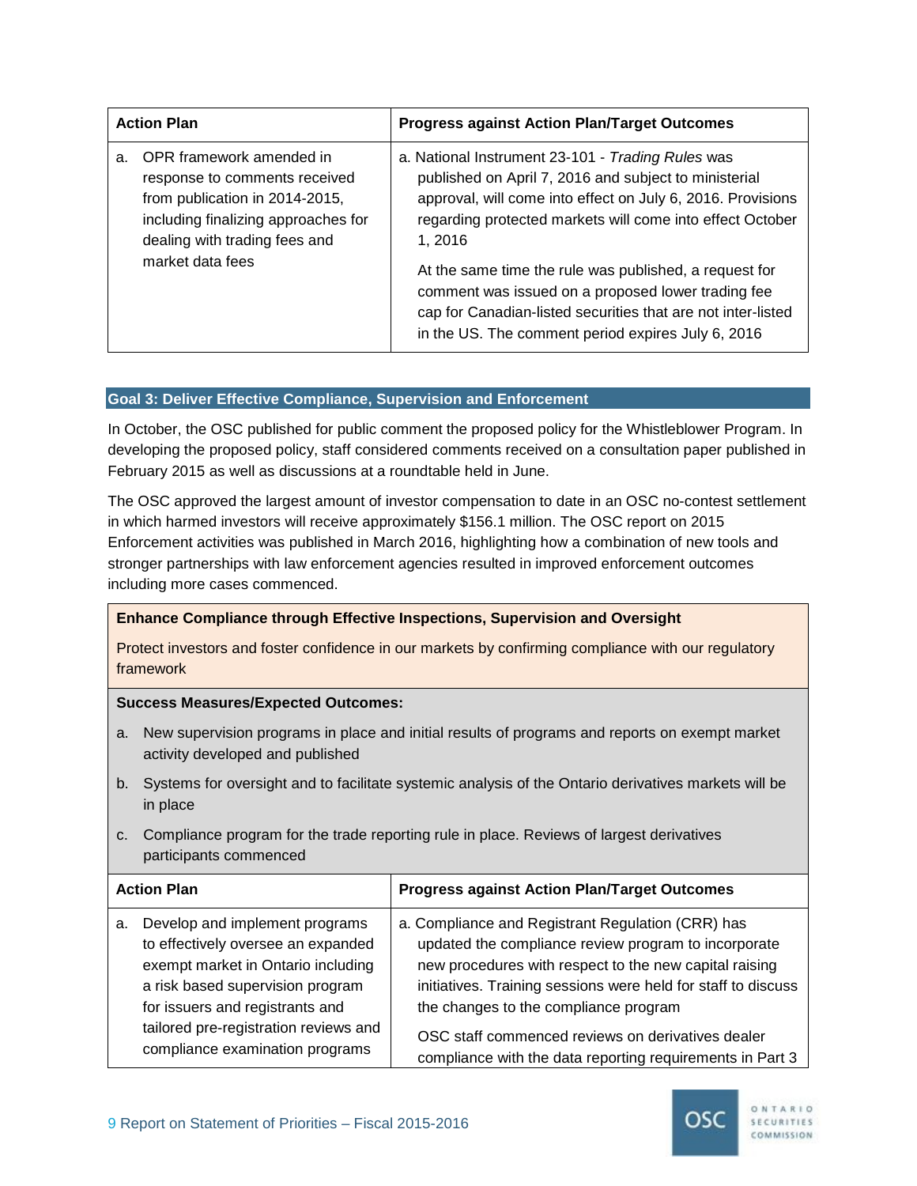| Action Plan | Progress against Action Plan/Target Outcomes |
|---|---|
| a. OPR framework amended in response to comments received from publication in 2014-2015, including finalizing approaches for dealing with trading fees and market data fees | a. National Instrument 23-101 - *Trading Rules* was published on April 7, 2016 and subject to ministerial approval, will come into effect on July 6, 2016. Provisions regarding protected markets will come into effect October 1, 2016<br><br>At the same time the rule was published, a request for comment was issued on a proposed lower trading fee cap for Canadian-listed securities that are not inter-listed in the US. The comment period expires July 6, 2016 |

## Goal 3: Deliver Effective Compliance, Supervision and Enforcement

In October, the OSC published for public comment the proposed policy for the Whistleblower Program. In developing the proposed policy, staff considered comments received on a consultation paper published in February 2015 as well as discussions at a roundtable held in June.

The OSC approved the largest amount of investor compensation to date in an OSC no-contest settlement in which harmed investors will receive approximately $156.1 million. The OSC report on 2015 Enforcement activities was published in March 2016, highlighting how a combination of new tools and stronger partnerships with law enforcement agencies resulted in improved enforcement outcomes including more cases commenced.

**Enhance Compliance through Effective Inspections, Supervision and Oversight**

Protect investors and foster confidence in our markets by confirming compliance with our regulatory framework

**Success Measures/Expected Outcomes:**

a. New supervision programs in place and initial results of programs and reports on exempt market activity developed and published

b. Systems for oversight and to facilitate systemic analysis of the Ontario derivatives markets will be in place

c. Compliance program for the trade reporting rule in place. Reviews of largest derivatives participants commenced

| Action Plan | Progress against Action Plan/Target Outcomes |
|---|---|
| a. Develop and implement programs to effectively oversee an expanded exempt market in Ontario including a risk based supervision program for issuers and registrants and tailored pre-registration reviews and compliance examination programs | a. Compliance and Registrant Regulation (CRR) has updated the compliance review program to incorporate new procedures with respect to the new capital raising initiatives. Training sessions were held for staff to discuss the changes to the compliance program<br><br>OSC staff commenced reviews on derivatives dealer compliance with the data reporting requirements in Part 3 |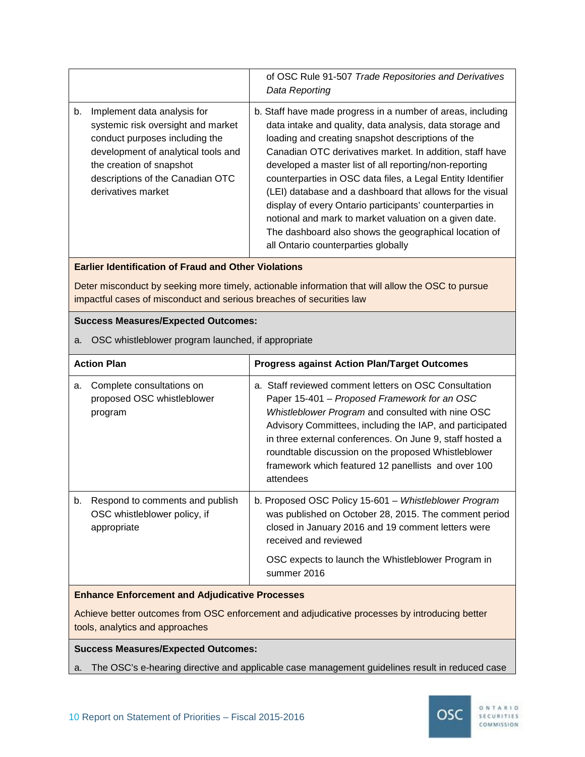| | |
|---|---|
| | of OSC Rule 91-507 *Trade Repositories and Derivatives Data Reporting* |
| b. Implement data analysis for systemic risk oversight and market conduct purposes including the development of analytical tools and the creation of snapshot descriptions of the Canadian OTC derivatives market | b. Staff have made progress in a number of areas, including data intake and quality, data analysis, data storage and loading and creating snapshot descriptions of the Canadian OTC derivatives market. In addition, staff have developed a master list of all reporting/non-reporting counterparties in OSC data files, a Legal Entity Identifier (LEI) database and a dashboard that allows for the visual display of every Ontario participants' counterparties in notional and mark to market valuation on a given date. The dashboard also shows the geographical location of all Ontario counterparties globally |

**Earlier Identification of Fraud and Other Violations**

Deter misconduct by seeking more timely, actionable information that will allow the OSC to pursue impactful cases of misconduct and serious breaches of securities law

**Success Measures/Expected Outcomes:**

a. OSC whistleblower program launched, if appropriate

| Action Plan | Progress against Action Plan/Target Outcomes |
|---|---|
| a. Complete consultations on proposed OSC whistleblower program | a. Staff reviewed comment letters on OSC Consultation Paper 15-401 – *Proposed Framework for an OSC Whistleblower Program* and consulted with nine OSC Advisory Committees, including the IAP, and participated in three external conferences. On June 9, staff hosted a roundtable discussion on the proposed Whistleblower framework which featured 12 panellists and over 100 attendees |
| b. Respond to comments and publish OSC whistleblower policy, if appropriate | b. Proposed OSC Policy 15-601 – *Whistleblower Program* was published on October 28, 2015. The comment period closed in January 2016 and 19 comment letters were received and reviewed<br><br>OSC expects to launch the Whistleblower Program in summer 2016 |

**Enhance Enforcement and Adjudicative Processes**

Achieve better outcomes from OSC enforcement and adjudicative processes by introducing better tools, analytics and approaches

**Success Measures/Expected Outcomes:**

a. The OSC's e-hearing directive and applicable case management guidelines result in reduced case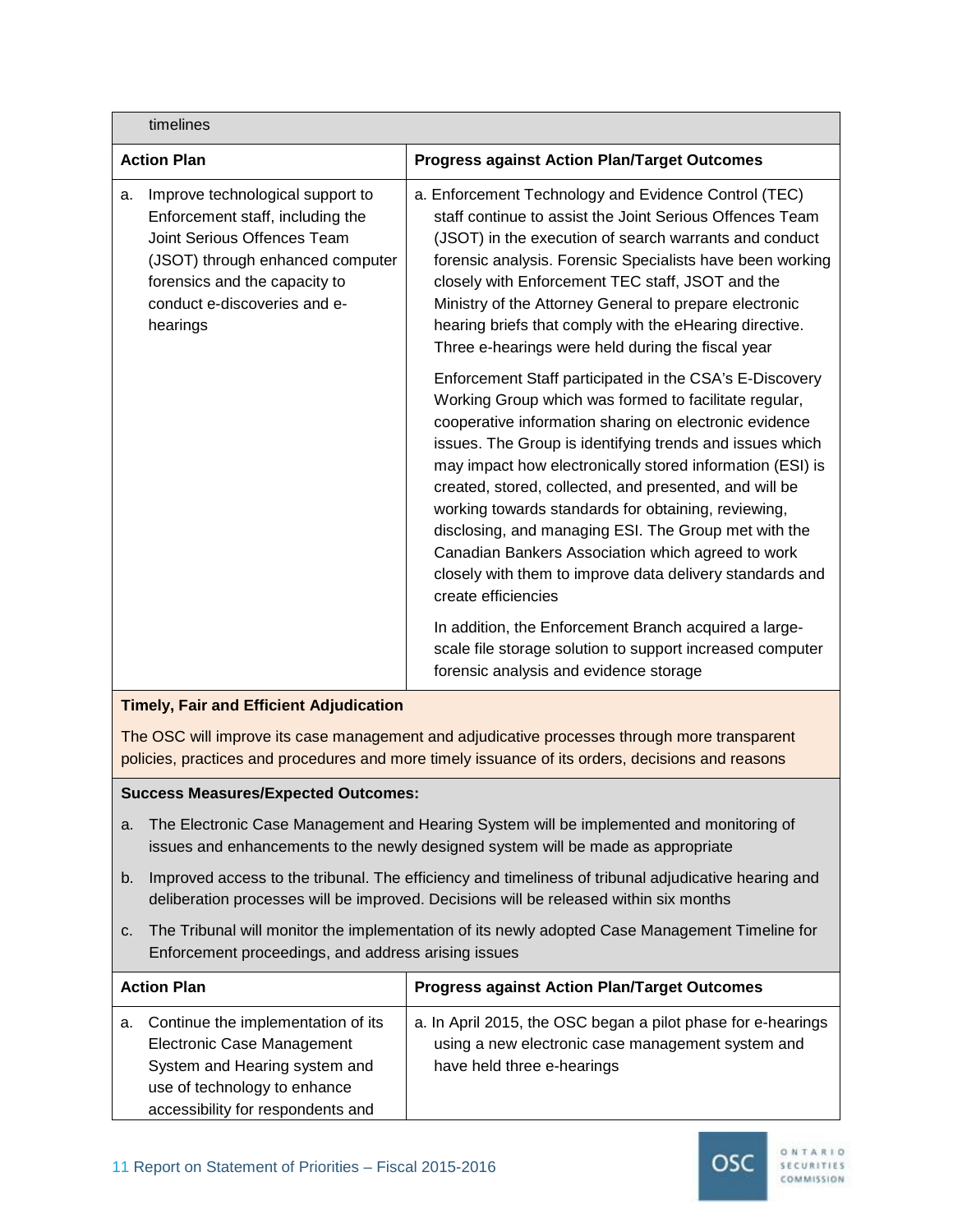timelines

| Action Plan | Progress against Action Plan/Target Outcomes |
|---|---|
| a. Improve technological support to Enforcement staff, including the Joint Serious Offences Team (JSOT) through enhanced computer forensics and the capacity to conduct e-discoveries and e-hearings | a. Enforcement Technology and Evidence Control (TEC) staff continue to assist the Joint Serious Offences Team (JSOT) in the execution of search warrants and conduct forensic analysis. Forensic Specialists have been working closely with Enforcement TEC staff, JSOT and the Ministry of the Attorney General to prepare electronic hearing briefs that comply with the eHearing directive. Three e-hearings were held during the fiscal year<br><br>Enforcement Staff participated in the CSA's E-Discovery Working Group which was formed to facilitate regular, cooperative information sharing on electronic evidence issues. The Group is identifying trends and issues which may impact how electronically stored information (ESI) is created, stored, collected, and presented, and will be working towards standards for obtaining, reviewing, disclosing, and managing ESI. The Group met with the Canadian Bankers Association which agreed to work closely with them to improve data delivery standards and create efficiencies<br><br>In addition, the Enforcement Branch acquired a large-scale file storage solution to support increased computer forensic analysis and evidence storage |

**Timely, Fair and Efficient Adjudication**

The OSC will improve its case management and adjudicative processes through more transparent policies, practices and procedures and more timely issuance of its orders, decisions and reasons

**Success Measures/Expected Outcomes:**

a. The Electronic Case Management and Hearing System will be implemented and monitoring of issues and enhancements to the newly designed system will be made as appropriate

b. Improved access to the tribunal. The efficiency and timeliness of tribunal adjudicative hearing and deliberation processes will be improved. Decisions will be released within six months

c. The Tribunal will monitor the implementation of its newly adopted Case Management Timeline for Enforcement proceedings, and address arising issues

| Action Plan | Progress against Action Plan/Target Outcomes |
|---|---|
| a. Continue the implementation of its Electronic Case Management System and Hearing system and use of technology to enhance accessibility for respondents and | a. In April 2015, the OSC began a pilot phase for e-hearings using a new electronic case management system and have held three e-hearings |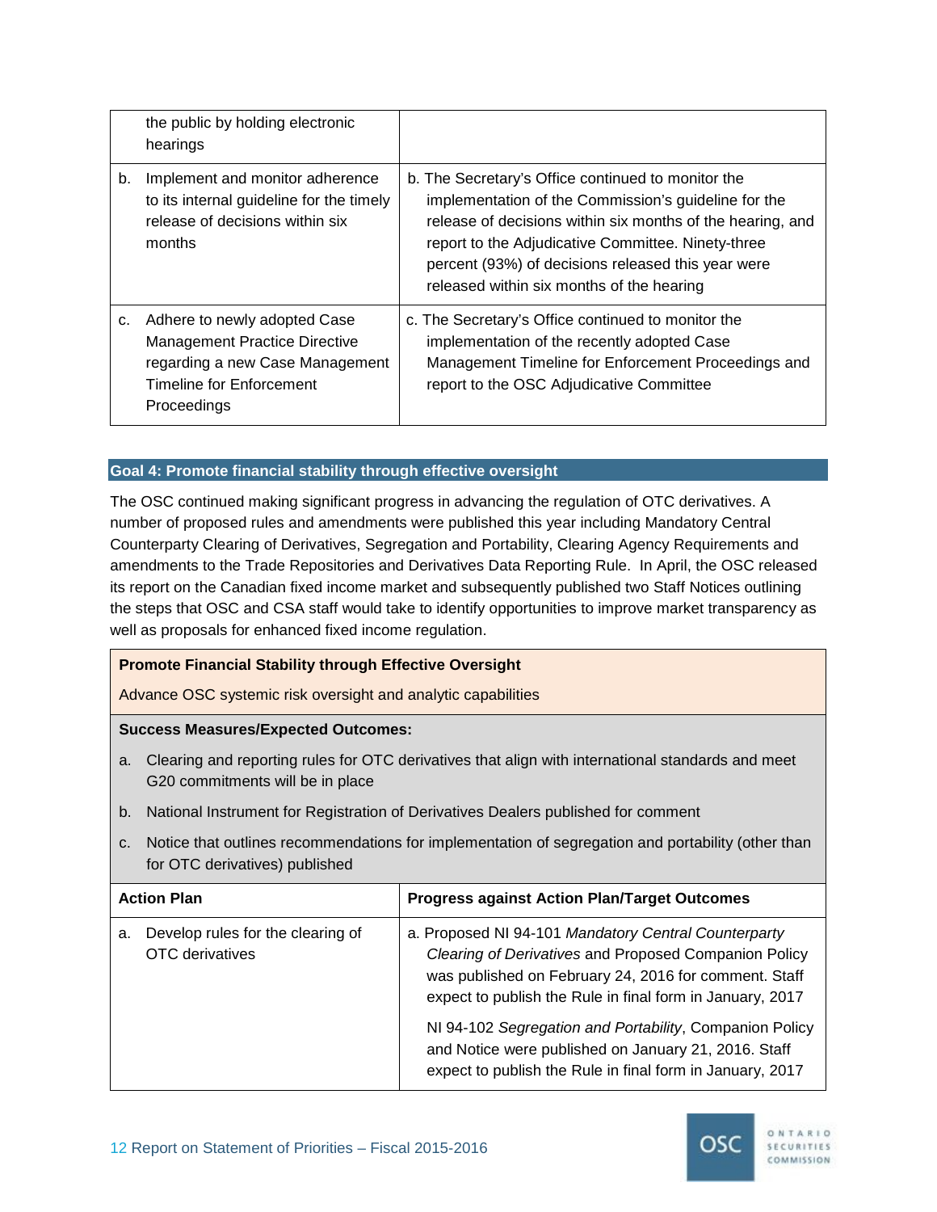| | |
|---|---|
| the public by holding electronic hearings | |
| b. Implement and monitor adherence to its internal guideline for the timely release of decisions within six months | b. The Secretary's Office continued to monitor the implementation of the Commission's guideline for the release of decisions within six months of the hearing, and report to the Adjudicative Committee. Ninety-three percent (93%) of decisions released this year were released within six months of the hearing |
| c. Adhere to newly adopted Case Management Practice Directive regarding a new Case Management Timeline for Enforcement Proceedings | c. The Secretary's Office continued to monitor the implementation of the recently adopted Case Management Timeline for Enforcement Proceedings and report to the OSC Adjudicative Committee |

## Goal 4: Promote financial stability through effective oversight

The OSC continued making significant progress in advancing the regulation of OTC derivatives. A number of proposed rules and amendments were published this year including Mandatory Central Counterparty Clearing of Derivatives, Segregation and Portability, Clearing Agency Requirements and amendments to the Trade Repositories and Derivatives Data Reporting Rule. In April, the OSC released its report on the Canadian fixed income market and subsequently published two Staff Notices outlining the steps that OSC and CSA staff would take to identify opportunities to improve market transparency as well as proposals for enhanced fixed income regulation.

**Promote Financial Stability through Effective Oversight**

Advance OSC systemic risk oversight and analytic capabilities

**Success Measures/Expected Outcomes:**

a. Clearing and reporting rules for OTC derivatives that align with international standards and meet G20 commitments will be in place

b. National Instrument for Registration of Derivatives Dealers published for comment

c. Notice that outlines recommendations for implementation of segregation and portability (other than for OTC derivatives) published

| Action Plan | Progress against Action Plan/Target Outcomes |
|---|---|
| a. Develop rules for the clearing of OTC derivatives | a. Proposed NI 94-101 *Mandatory Central Counterparty Clearing of Derivatives* and Proposed Companion Policy was published on February 24, 2016 for comment. Staff expect to publish the Rule in final form in January, 2017<br><br>NI 94-102 *Segregation and Portability*, Companion Policy and Notice were published on January 21, 2016. Staff expect to publish the Rule in final form in January, 2017 |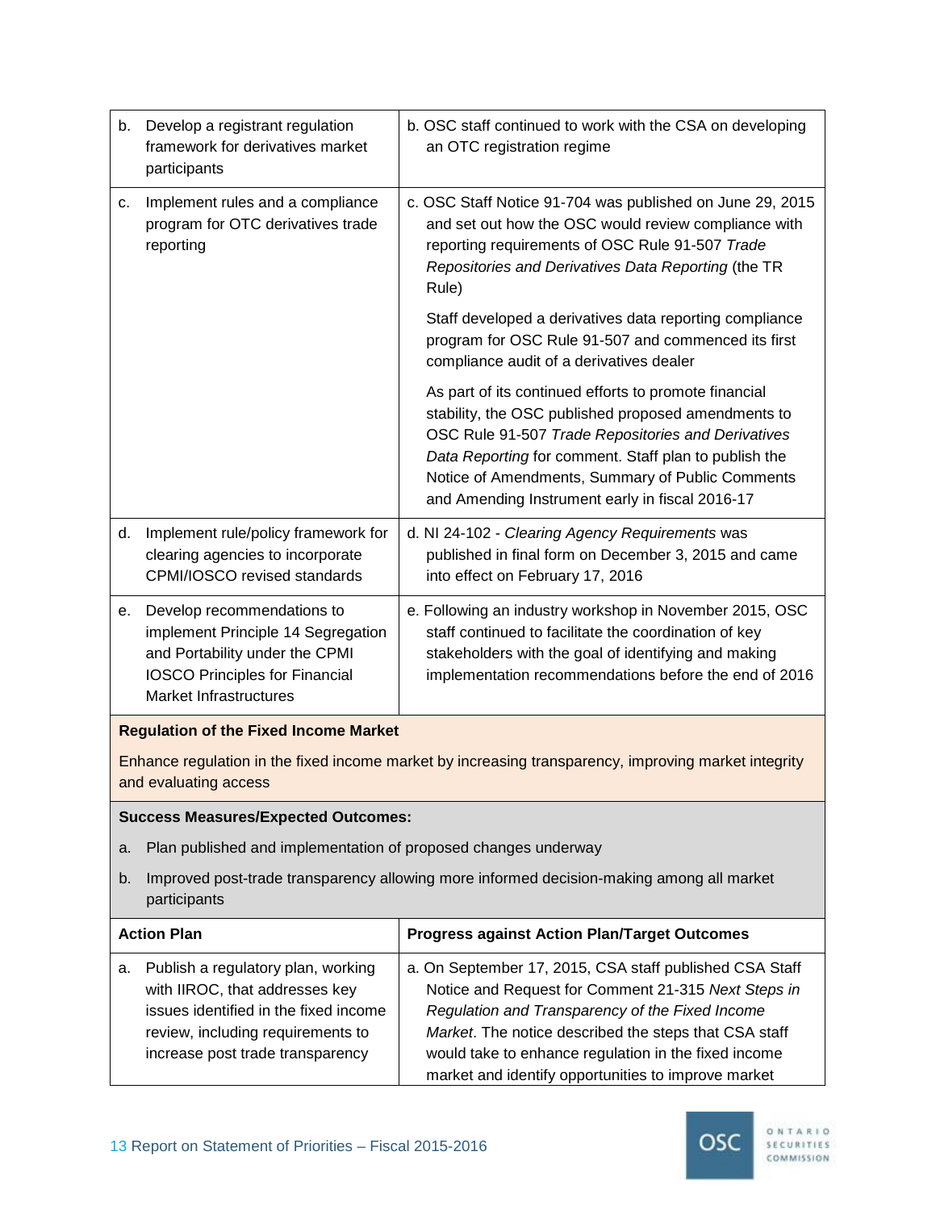| Action Plan | Progress against Action Plan/Target Outcomes |
|---|---|
| b. Develop a registrant regulation framework for derivatives market participants | b. OSC staff continued to work with the CSA on developing an OTC registration regime |
| c. Implement rules and a compliance program for OTC derivatives trade reporting | c. OSC Staff Notice 91-704 was published on June 29, 2015 and set out how the OSC would review compliance with reporting requirements of OSC Rule 91-507 *Trade Repositories and Derivatives Data Reporting* (the TR Rule)<br><br>Staff developed a derivatives data reporting compliance program for OSC Rule 91-507 and commenced its first compliance audit of a derivatives dealer<br><br>As part of its continued efforts to promote financial stability, the OSC published proposed amendments to OSC Rule 91-507 *Trade Repositories and Derivatives Data Reporting* for comment. Staff plan to publish the Notice of Amendments, Summary of Public Comments and Amending Instrument early in fiscal 2016-17 |
| d. Implement rule/policy framework for clearing agencies to incorporate CPMI/IOSCO revised standards | d. NI 24-102 - *Clearing Agency Requirements* was published in final form on December 3, 2015 and came into effect on February 17, 2016 |
| e. Develop recommendations to implement Principle 14 Segregation and Portability under the CPMI IOSCO Principles for Financial Market Infrastructures | e. Following an industry workshop in November 2015, OSC staff continued to facilitate the coordination of key stakeholders with the goal of identifying and making implementation recommendations before the end of 2016 |

**Regulation of the Fixed Income Market**

Enhance regulation in the fixed income market by increasing transparency, improving market integrity and evaluating access

**Success Measures/Expected Outcomes:**

a. Plan published and implementation of proposed changes underway

b. Improved post-trade transparency allowing more informed decision-making among all market participants

| Action Plan | Progress against Action Plan/Target Outcomes |
|---|---|
| a. Publish a regulatory plan, working with IIROC, that addresses key issues identified in the fixed income review, including requirements to increase post trade transparency | a. On September 17, 2015, CSA staff published CSA Staff Notice and Request for Comment 21-315 *Next Steps in Regulation and Transparency of the Fixed Income Market*. The notice described the steps that CSA staff would take to enhance regulation in the fixed income market and identify opportunities to improve market |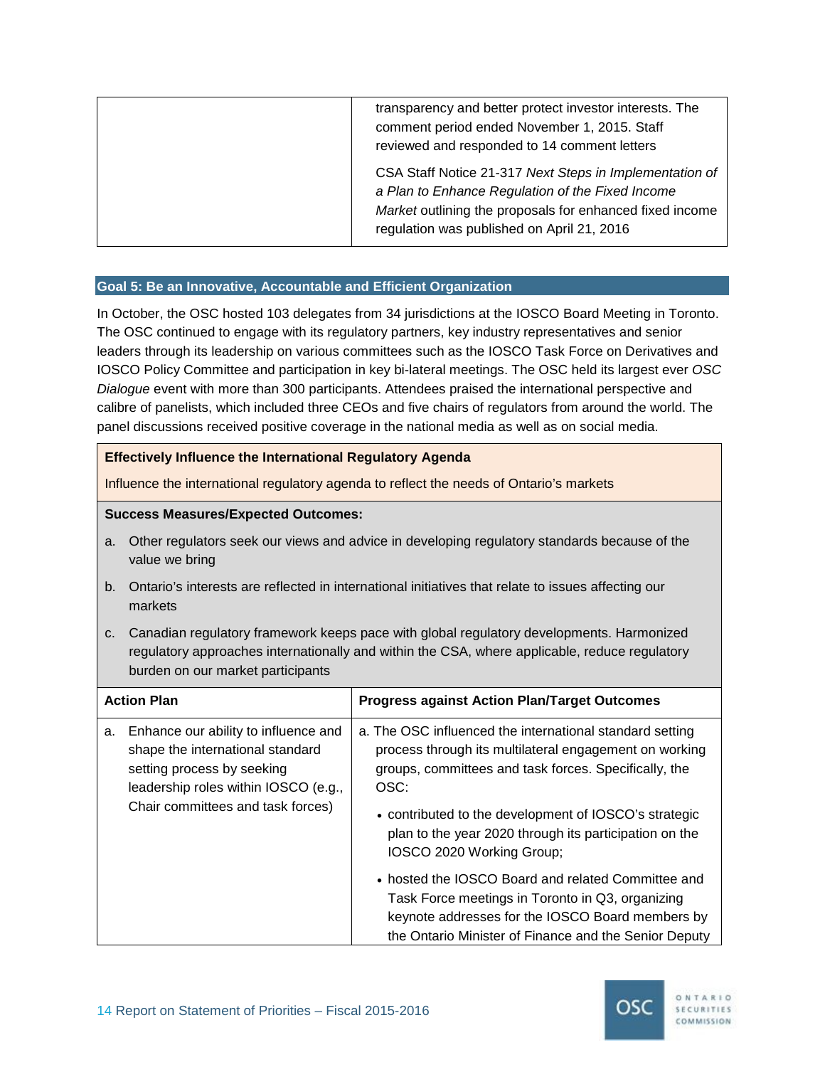| | |
|---|---|
| | transparency and better protect investor interests. The comment period ended November 1, 2015. Staff reviewed and responded to 14 comment letters<br><br>CSA Staff Notice 21-317 *Next Steps in Implementation of a Plan to Enhance Regulation of the Fixed Income Market* outlining the proposals for enhanced fixed income regulation was published on April 21, 2016 |

## Goal 5: Be an Innovative, Accountable and Efficient Organization

In October, the OSC hosted 103 delegates from 34 jurisdictions at the IOSCO Board Meeting in Toronto. The OSC continued to engage with its regulatory partners, key industry representatives and senior leaders through its leadership on various committees such as the IOSCO Task Force on Derivatives and IOSCO Policy Committee and participation in key bi-lateral meetings. The OSC held its largest ever *OSC Dialogue* event with more than 300 participants. Attendees praised the international perspective and calibre of panelists, which included three CEOs and five chairs of regulators from around the world. The panel discussions received positive coverage in the national media as well as on social media.

**Effectively Influence the International Regulatory Agenda**

Influence the international regulatory agenda to reflect the needs of Ontario's markets

**Success Measures/Expected Outcomes:**

a. Other regulators seek our views and advice in developing regulatory standards because of the value we bring

b. Ontario's interests are reflected in international initiatives that relate to issues affecting our markets

c. Canadian regulatory framework keeps pace with global regulatory developments. Harmonized regulatory approaches internationally and within the CSA, where applicable, reduce regulatory burden on our market participants

| Action Plan | Progress against Action Plan/Target Outcomes |
|---|---|
| a. Enhance our ability to influence and shape the international standard setting process by seeking leadership roles within IOSCO (e.g., Chair committees and task forces) | a. The OSC influenced the international standard setting process through its multilateral engagement on working groups, committees and task forces. Specifically, the OSC:<br><br>• contributed to the development of IOSCO's strategic plan to the year 2020 through its participation on the IOSCO 2020 Working Group;<br><br>• hosted the IOSCO Board and related Committee and Task Force meetings in Toronto in Q3, organizing keynote addresses for the IOSCO Board members by the Ontario Minister of Finance and the Senior Deputy |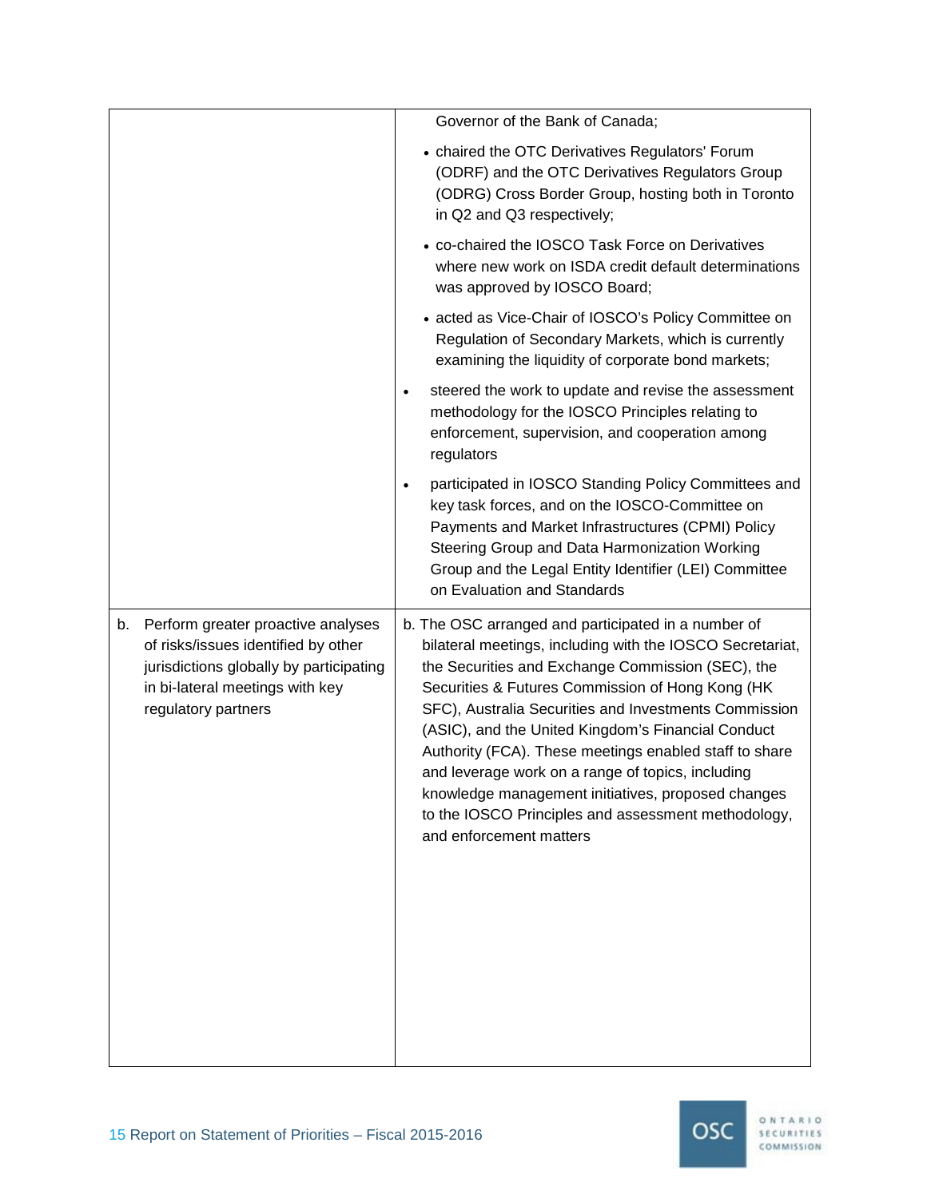| | |
|---|---|
| | Governor of the Bank of Canada; <br> • chaired the OTC Derivatives Regulators' Forum (ODRF) and the OTC Derivatives Regulators Group (ODRG) Cross Border Group, hosting both in Toronto in Q2 and Q3 respectively; <br> • co-chaired the IOSCO Task Force on Derivatives where new work on ISDA credit default determinations was approved by IOSCO Board; <br> • acted as Vice-Chair of IOSCO's Policy Committee on Regulation of Secondary Markets, which is currently examining the liquidity of corporate bond markets; <br> • steered the work to update and revise the assessment methodology for the IOSCO Principles relating to enforcement, supervision, and cooperation among regulators <br> • participated in IOSCO Standing Policy Committees and key task forces, and on the IOSCO-Committee on Payments and Market Infrastructures (CPMI) Policy Steering Group and Data Harmonization Working Group and the Legal Entity Identifier (LEI) Committee on Evaluation and Standards |
| b. Perform greater proactive analyses of risks/issues identified by other jurisdictions globally by participating in bi-lateral meetings with key regulatory partners | b. The OSC arranged and participated in a number of bilateral meetings, including with the IOSCO Secretariat, the Securities and Exchange Commission (SEC), the Securities & Futures Commission of Hong Kong (HK SFC), Australia Securities and Investments Commission (ASIC), and the United Kingdom's Financial Conduct Authority (FCA). These meetings enabled staff to share and leverage work on a range of topics, including knowledge management initiatives, proposed changes to the IOSCO Principles and assessment methodology, and enforcement matters |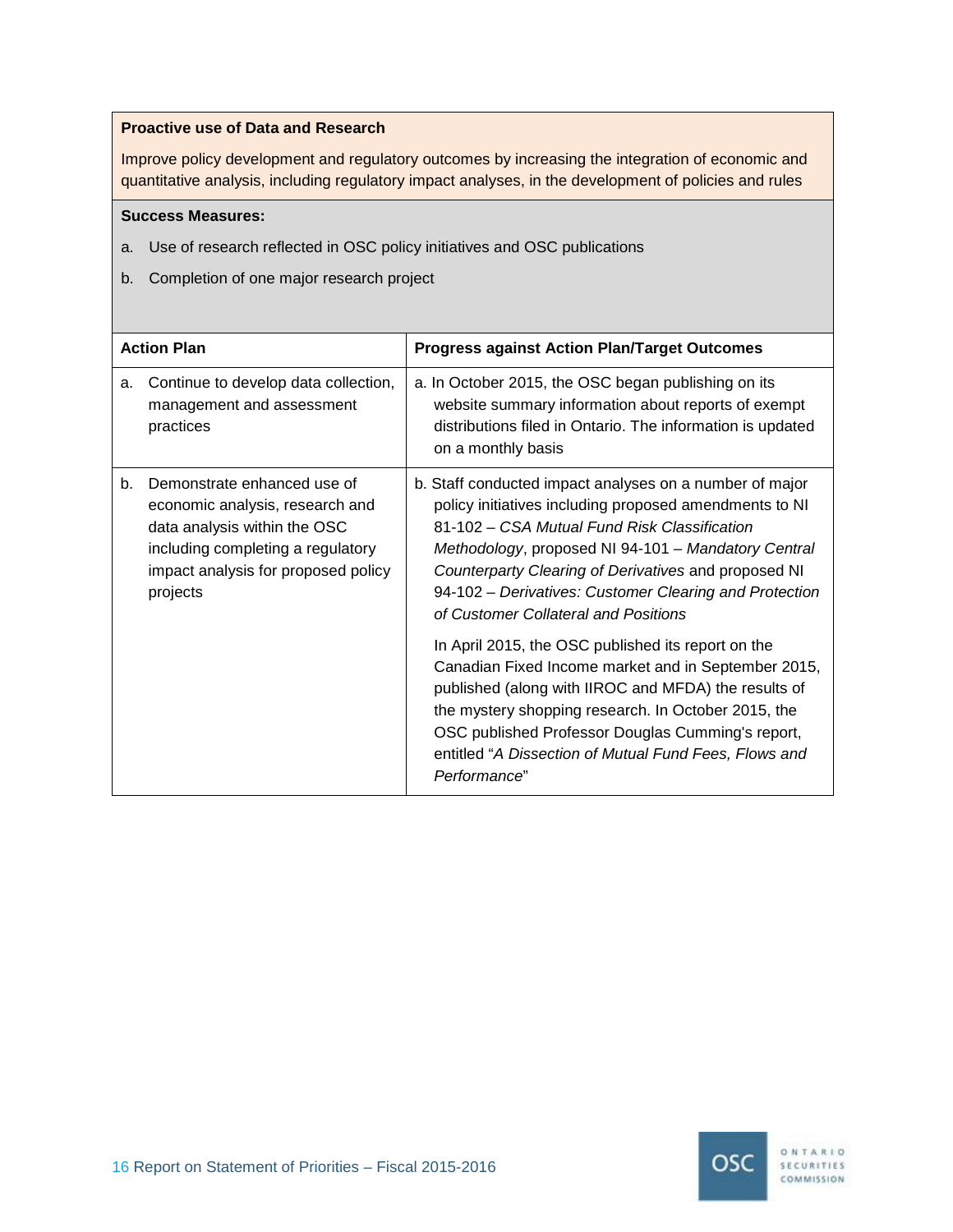**Proactive use of Data and Research**

Improve policy development and regulatory outcomes by increasing the integration of economic and quantitative analysis, including regulatory impact analyses, in the development of policies and rules

**Success Measures:**

a. Use of research reflected in OSC policy initiatives and OSC publications

b. Completion of one major research project

| Action Plan | Progress against Action Plan/Target Outcomes |
|---|---|
| a. Continue to develop data collection, management and assessment practices | a. In October 2015, the OSC began publishing on its website summary information about reports of exempt distributions filed in Ontario. The information is updated on a monthly basis |
| b. Demonstrate enhanced use of economic analysis, research and data analysis within the OSC including completing a regulatory impact analysis for proposed policy projects | b. Staff conducted impact analyses on a number of major policy initiatives including proposed amendments to NI 81-102 – *CSA Mutual Fund Risk Classification Methodology*, proposed NI 94-101 – *Mandatory Central Counterparty Clearing of Derivatives* and proposed NI 94-102 – *Derivatives: Customer Clearing and Protection of Customer Collateral and Positions*<br><br>In April 2015, the OSC published its report on the Canadian Fixed Income market and in September 2015, published (along with IIROC and MFDA) the results of the mystery shopping research. In October 2015, the OSC published Professor Douglas Cumming's report, entitled "*A Dissection of Mutual Fund Fees, Flows and Performance*" |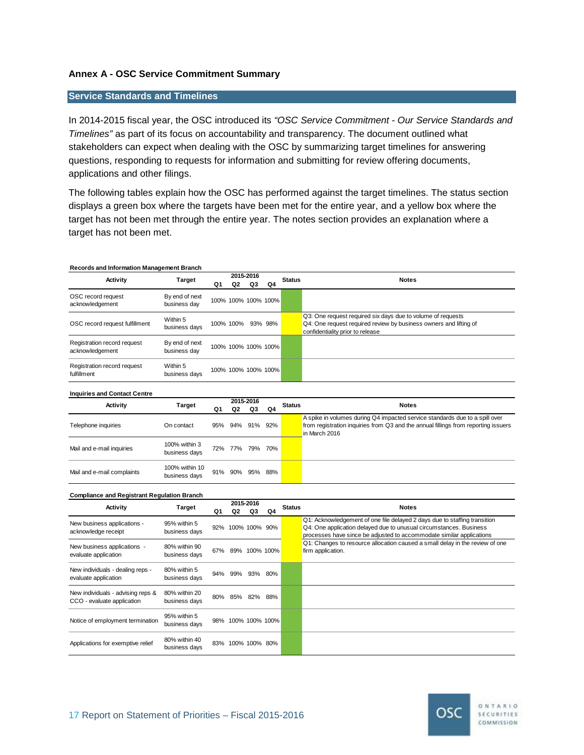## Annex A - OSC Service Commitment Summary

### Service Standards and Timelines

In 2014-2015 fiscal year, the OSC introduced its *"OSC Service Commitment - Our Service Standards and Timelines"* as part of its focus on accountability and transparency. The document outlined what stakeholders can expect when dealing with the OSC by summarizing target timelines for answering questions, responding to requests for information and submitting for review offering documents, applications and other filings.

The following tables explain how the OSC has performed against the target timelines. The status section displays a green box where the targets have been met for the entire year, and a yellow box where the target has not been met through the entire year. The notes section provides an explanation where a target has not been met.

**Records and Information Management Branch**

| Activity | Target | 2015-2016 Q1 | Q2 | Q3 | Q4 | Status | Notes |
|---|---|---|---|---|---|---|---|
| OSC record request acknowledgement | By end of next business day | 100% | 100% | 100% | 100% | Green | |
| OSC record request fulfillment | Within 5 business days | 100% | 100% | 93% | 98% | Yellow | Q3: One request required six days due to volume of requests<br>Q4: One request required review by business owners and lifting of confidentiality prior to release |
| Registration record request acknowledgement | By end of next business day | 100% | 100% | 100% | 100% | Green | |
| Registration record request fulfillment | Within 5 business days | 100% | 100% | 100% | 100% | Green | |

**Inquiries and Contact Centre**

| Activity | Target | 2015-2016 Q1 | Q2 | Q3 | Q4 | Status | Notes |
|---|---|---|---|---|---|---|---|
| Telephone inquiries | On contact | 95% | 94% | 91% | 92% | Yellow | A spike in volumes during Q4 impacted service standards due to a spill over from registration inquiries from Q3 and the annual fillings from reporting issuers in March 2016 |
| Mail and e-mail inquiries | 100% within 3 business days | 72% | 77% | 79% | 70% | Yellow | |
| Mail and e-mail complaints | 100% within 10 business days | 91% | 90% | 95% | 88% | Yellow | |

**Compliance and Registrant Regulation Branch**

| Activity | Target | 2015-2016 Q1 | Q2 | Q3 | Q4 | Status | Notes |
|---|---|---|---|---|---|---|---|
| New business applications - acknowledge receipt | 95% within 5 business days | 92% | 100% | 100% | 90% | Yellow | Q1: Acknowledgement of one file delayed 2 days due to staffing transition<br>Q4: One application delayed due to unusual circumstances. Business processes have since be adjusted to accommodate similar applications |
| New business applications - evaluate application | 80% within 90 business days | 67% | 89% | 100% | 100% | Yellow | Q1: Changes to resource allocation caused a small delay in the review of one firm application. |
| New individuals - dealing reps - evaluate application | 80% within 5 business days | 94% | 99% | 93% | 80% | Green | |
| New individuals - advising reps & CCO - evaluate application | 80% within 20 business days | 80% | 85% | 82% | 88% | Green | |
| Notice of employment termination | 95% within 5 business days | 98% | 100% | 100% | 100% | Green | |
| Applications for exemptive relief | 80% within 40 business days | 83% | 100% | 100% | 80% | Green | |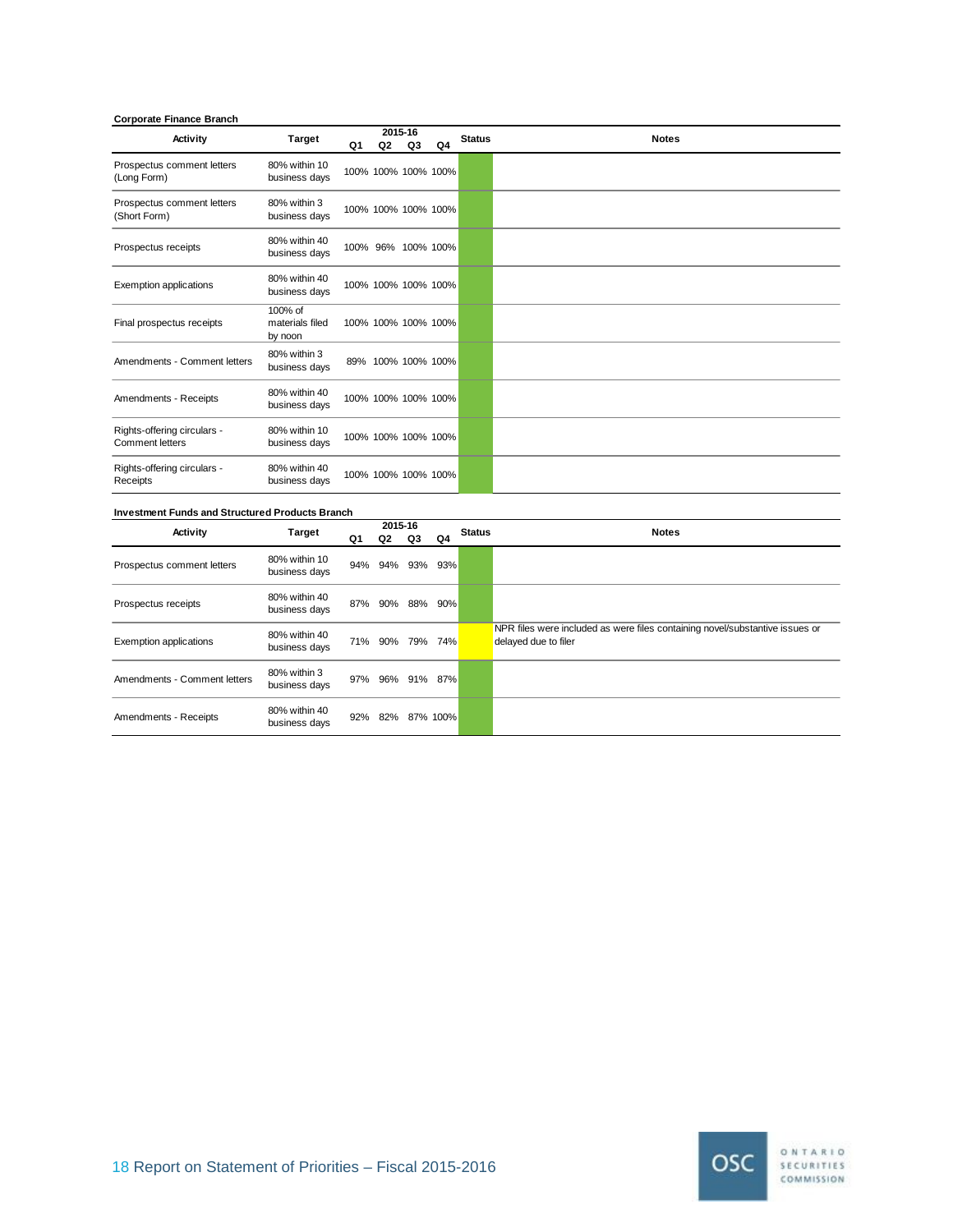**Corporate Finance Branch**

| Activity | Target | 2015-16 Q1 | Q2 | Q3 | Q4 | Status | Notes |
|---|---|---|---|---|---|---|---|
| Prospectus comment letters (Long Form) | 80% within 10 business days | 100% | 100% | 100% | 100% | | |
| Prospectus comment letters (Short Form) | 80% within 3 business days | 100% | 100% | 100% | 100% | | |
| Prospectus receipts | 80% within 40 business days | 100% | 96% | 100% | 100% | | |
| Exemption applications | 80% within 40 business days | 100% | 100% | 100% | 100% | | |
| Final prospectus receipts | 100% of materials filed by noon | 100% | 100% | 100% | 100% | | |
| Amendments - Comment letters | 80% within 3 business days | 89% | 100% | 100% | 100% | | |
| Amendments - Receipts | 80% within 40 business days | 100% | 100% | 100% | 100% | | |
| Rights-offering circulars - Comment letters | 80% within 10 business days | 100% | 100% | 100% | 100% | | |
| Rights-offering circulars - Receipts | 80% within 40 business days | 100% | 100% | 100% | 100% | | |

**Investment Funds and Structured Products Branch**

| Activity | Target | 2015-16 Q1 | Q2 | Q3 | Q4 | Status | Notes |
|---|---|---|---|---|---|---|---|
| Prospectus comment letters | 80% within 10 business days | 94% | 94% | 93% | 93% | | |
| Prospectus receipts | 80% within 40 business days | 87% | 90% | 88% | 90% | | |
| Exemption applications | 80% within 40 business days | 71% | 90% | 79% | 74% | | NPR files were included as were files containing novel/substantive issues or delayed due to filer |
| Amendments - Comment letters | 80% within 3 business days | 97% | 96% | 91% | 87% | | |
| Amendments - Receipts | 80% within 40 business days | 92% | 82% | 87% | 100% | | |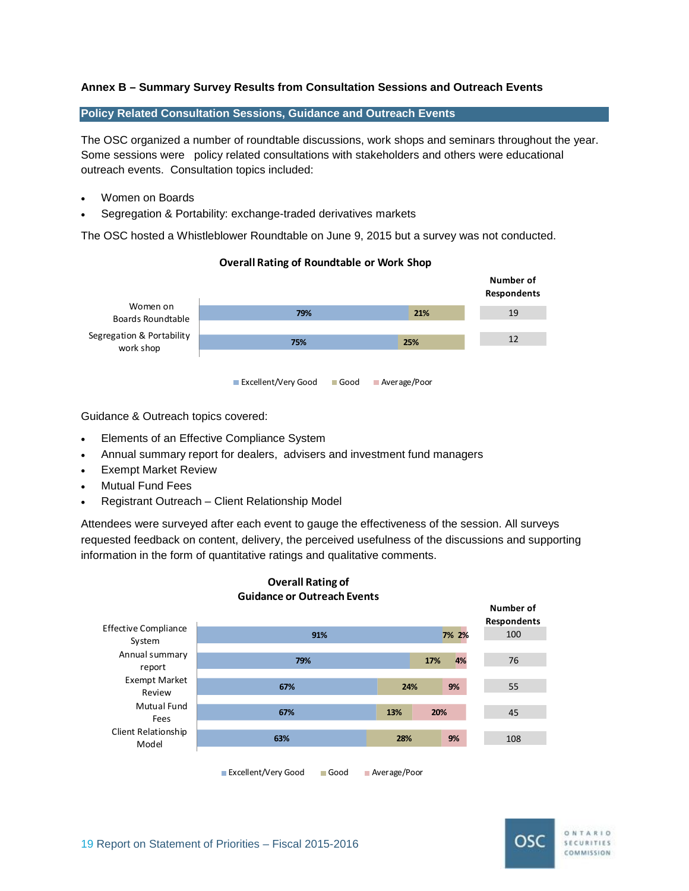## Annex B – Summary Survey Results from Consultation Sessions and Outreach Events

### Policy Related Consultation Sessions, Guidance and Outreach Events

The OSC organized a number of roundtable discussions, work shops and seminars throughout the year. Some sessions were policy related consultations with stakeholders and others were educational outreach events. Consultation topics included:

- Women on Boards
- Segregation & Portability: exchange-traded derivatives markets

The OSC hosted a Whistleblower Roundtable on June 9, 2015 but a survey was not conducted.

**Overall Rating of Roundtable or Work Shop**

| | Excellent/Very Good | Good | Average/Poor | Number of Respondents |
|---|---|---|---|---|
| Women on Boards Roundtable | 79% | 21% | | 19 |
| Segregation & Portability work shop | 75% | 25% | | 12 |

Guidance & Outreach topics covered:

- Elements of an Effective Compliance System
- Annual summary report for dealers, advisers and investment fund managers
- Exempt Market Review
- Mutual Fund Fees
- Registrant Outreach – Client Relationship Model

Attendees were surveyed after each event to gauge the effectiveness of the session. All surveys requested feedback on content, delivery, the perceived usefulness of the discussions and supporting information in the form of quantitative ratings and qualitative comments.

**Overall Rating of Guidance or Outreach Events**

| | Excellent/Very Good | Good | Average/Poor | Number of Respondents |
|---|---|---|---|---|
| Effective Compliance System | 91% | 7% | 2% | 100 |
| Annual summary report | 79% | 17% | 4% | 76 |
| Exempt Market Review | 67% | 24% | 9% | 55 |
| Mutual Fund Fees | 67% | 13% | 20% | 45 |
| Client Relationship Model | 63% | 28% | 9% | 108 |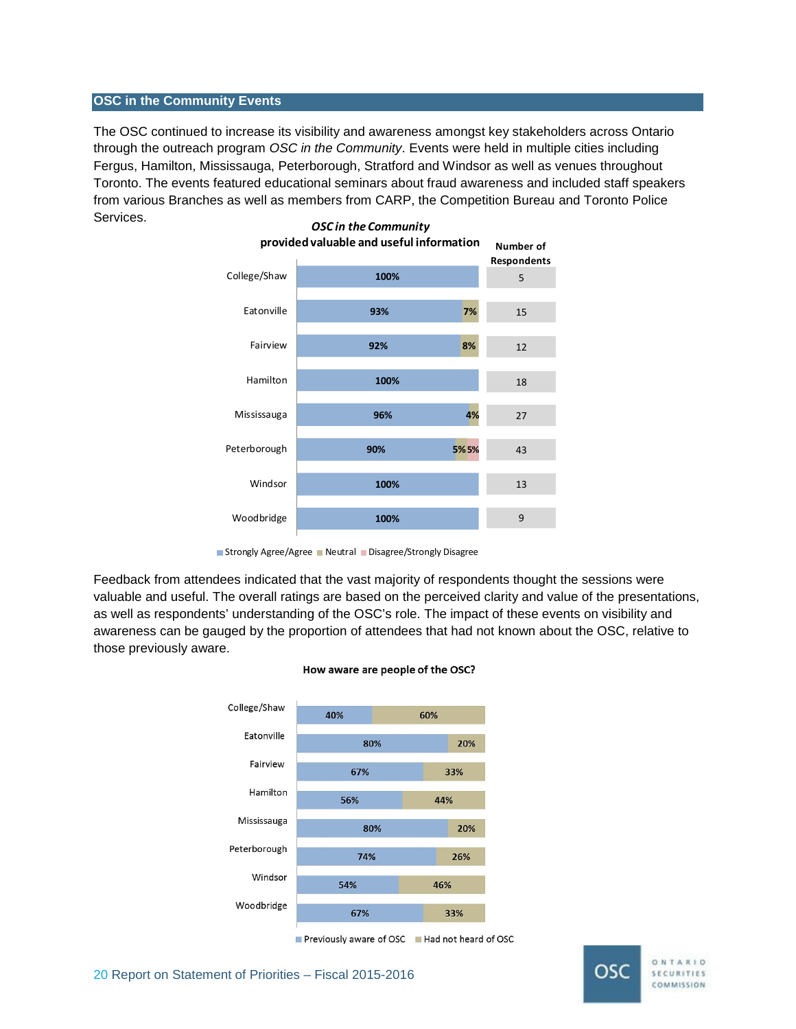## OSC in the Community Events

The OSC continued to increase its visibility and awareness amongst key stakeholders across Ontario through the outreach program *OSC in the Community*. Events were held in multiple cities including Fergus, Hamilton, Mississauga, Peterborough, Stratford and Windsor as well as venues throughout Toronto. The events featured educational seminars about fraud awareness and included staff speakers from various Branches as well as members from CARP, the Competition Bureau and Toronto Police Services.

***OSC in the Community* provided valuable and useful information**

Number of Respondents

College/Shaw 100% 5

Eatonville 93% 7% 15

Fairview 92% 8% 12

Hamilton 100% 18

Mississauga 96% 4% 27

Peterborough 90% 5% 5% 43

Windsor 100% 13

Woodbridge 100% 9

Strongly Agree/Agree  Neutral  Disagree/Strongly Disagree

Feedback from attendees indicated that the vast majority of respondents thought the sessions were valuable and useful. The overall ratings are based on the perceived clarity and value of the presentations, as well as respondents' understanding of the OSC's role. The impact of these events on visibility and awareness can be gauged by the proportion of attendees that had not known about the OSC, relative to those previously aware.

**How aware are people of the OSC?**

College/Shaw 40% 60%

Eatonville 80% 20%

Fairview 67% 33%

Hamilton 56% 44%

Mississauga 80% 20%

Peterborough 74% 26%

Windsor 54% 46%

Woodbridge 67% 33%

Previously aware of OSC  Had not heard of OSC